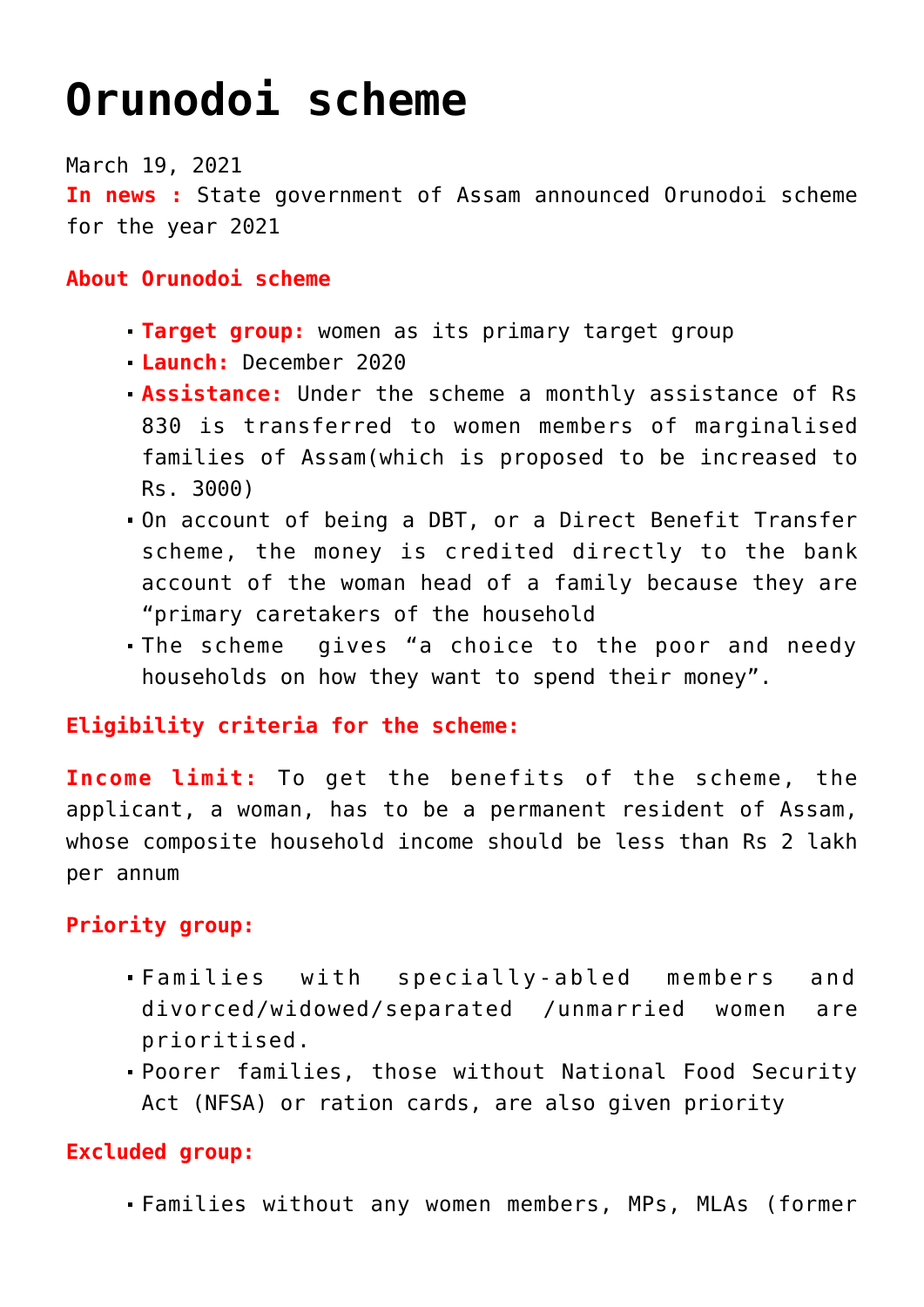# Orunodoi scheme

March 19, 2021

**In news :** State government of Assam announced Orunodoi scheme for the year 2021

**About Orunodoi scheme**

- **Target group:** women as its primary target group
- **Launch:** December 2020
- **Assistance:** Under the scheme a monthly assistance of Rs 830 is transferred to women members of marginalised families of Assam(which is proposed to be increased to Rs. 3000)
- On account of being a DBT, or a Direct Benefit Transfer scheme, the money is credited directly to the bank account of the woman head of a family because they are "primary caretakers of the household
- The scheme gives "a choice to the poor and needy households on how they want to spend their money".

**Eligibility criteria for the scheme:**

**Income limit:** To get the benefits of the scheme, the applicant, a woman, has to be a permanent resident of Assam, whose composite household income should be less than Rs 2 lakh per annum

**Priority group:**

- Families with specially-abled members and divorced/widowed/separated /unmarried women are prioritised.
- Poorer families, those without National Food Security Act (NFSA) or ration cards, are also given priority

**Excluded group:**

- Families without any women members, MPs, MLAs (former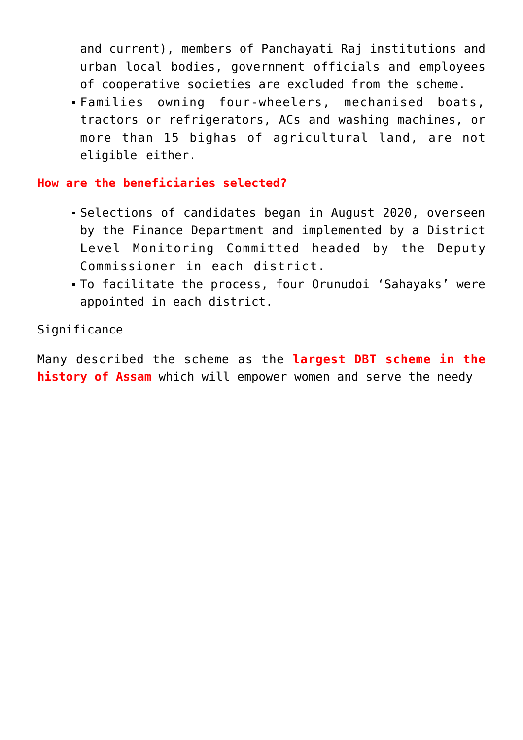- and current), members of Panchayati Raj institutions and urban local bodies, government officials and employees of cooperative societies are excluded from the scheme.
- Families owning four-wheelers, mechanised boats, tractors or refrigerators, ACs and washing machines, or more than 15 bighas of agricultural land, are not eligible either.

**How are the beneficiaries selected?**

- Selections of candidates began in August 2020, overseen by the Finance Department and implemented by a District Level Monitoring Committed headed by the Deputy Commissioner in each district.
- To facilitate the process, four Orunudoi 'Sahayaks' were appointed in each district.

Significance

Many described the scheme as the **largest DBT scheme in the history of Assam** which will empower women and serve the needy